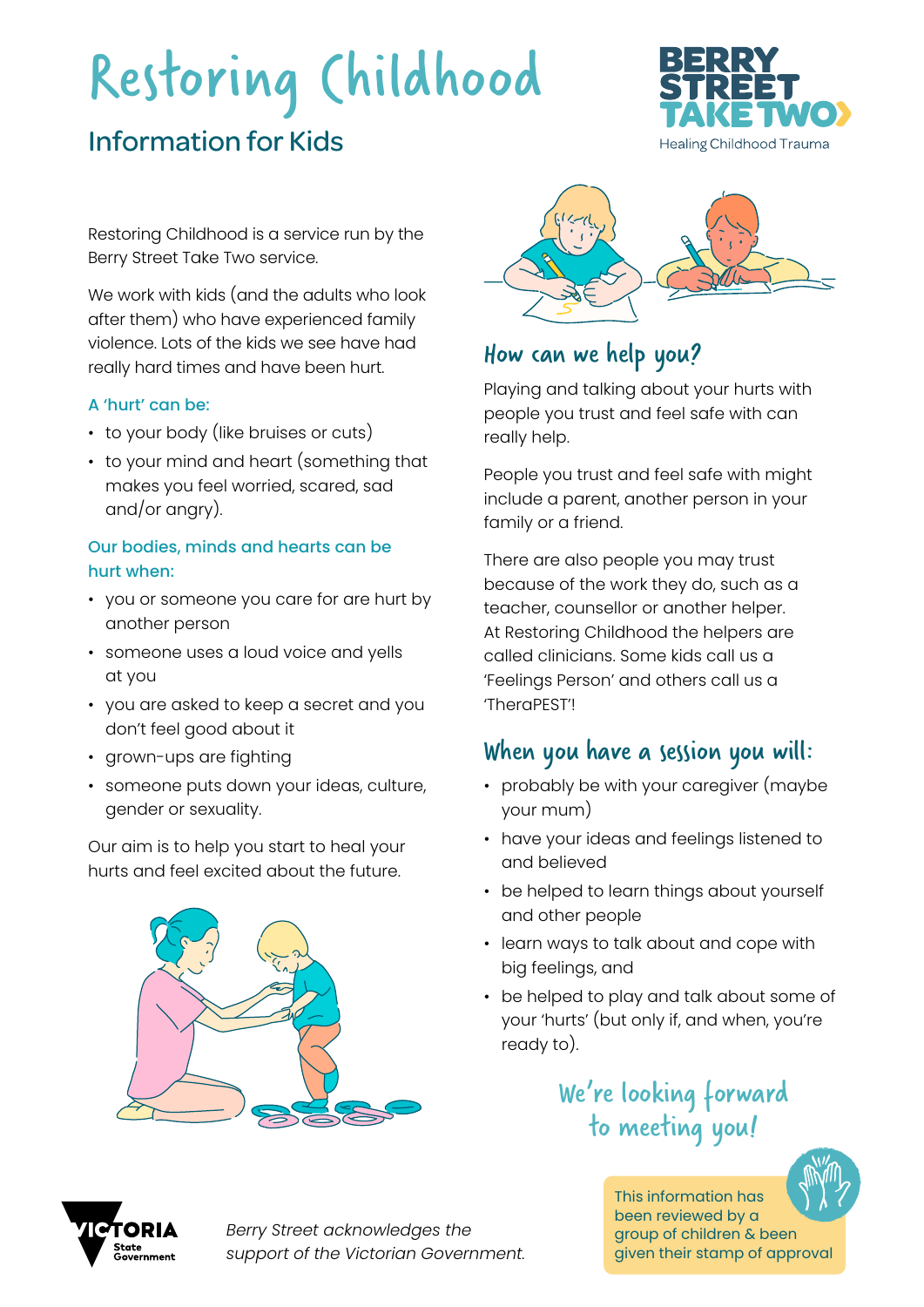# Restoring Childhood

## Information for Kids

BERRY STREET TAKE TWO
Healing Childhood Trauma

Restoring Childhood is a service run by the Berry Street Take Two service.

We work with kids (and the adults who look after them) who have experienced family violence. Lots of the kids we see have had really hard times and have been hurt.

**A 'hurt' can be:**

- to your body (like bruises or cuts)
- to your mind and heart (something that makes you feel worried, scared, sad and/or angry).

**Our bodies, minds and hearts can be hurt when:**

- you or someone you care for are hurt by another person
- someone uses a loud voice and yells at you
- you are asked to keep a secret and you don't feel good about it
- grown-ups are fighting
- someone puts down your ideas, culture, gender or sexuality.

Our aim is to help you start to heal your hurts and feel excited about the future.

## How can we help you?

Playing and talking about your hurts with people you trust and feel safe with can really help.

People you trust and feel safe with might include a parent, another person in your family or a friend.

There are also people you may trust because of the work they do, such as a teacher, counsellor or another helper. At Restoring Childhood the helpers are called clinicians. Some kids call us a 'Feelings Person' and others call us a 'TheraPEST'!

## When you have a session you will:

- probably be with your caregiver (maybe your mum)
- have your ideas and feelings listened to and believed
- be helped to learn things about yourself and other people
- learn ways to talk about and cope with big feelings, and
- be helped to play and talk about some of your 'hurts' (but only if, and when, you're ready to).

We're looking forward to meeting you!

This information has been reviewed by a group of children & been given their stamp of approval

VICTORIA State Government

*Berry Street acknowledges the support of the Victorian Government.*